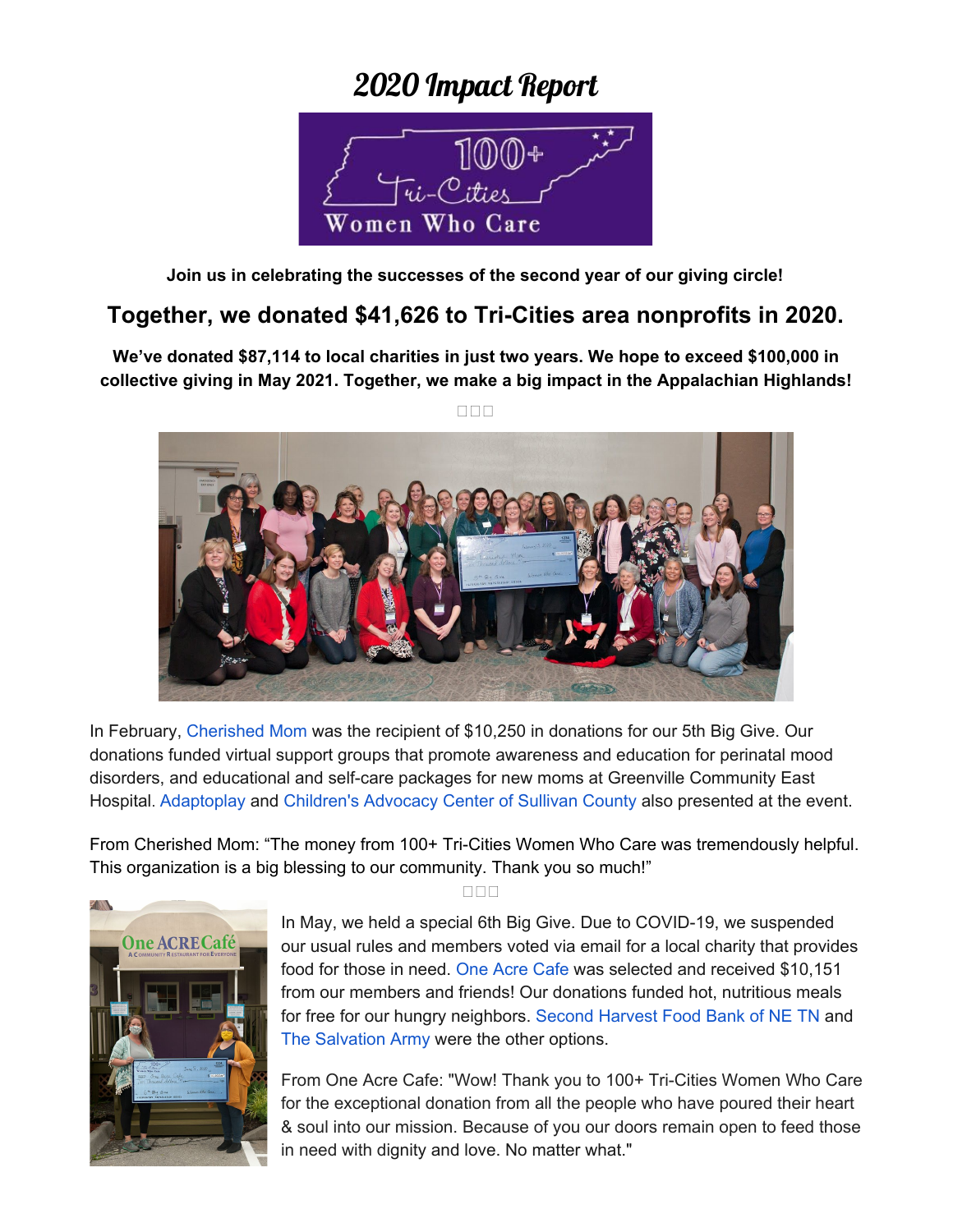# 2020 Impact Report

**Join us in celebrating the successes of the second year of our giving circle!**

## Together, we donated $41,626 to Tri-Cities area nonprofits in 2020.

**We've donated $87,114 to local charities in just two years. We hope to exceed $100,000 in collective giving in May 2021. Together, we make a big impact in the Appalachian Highlands!**

In February, Cherished Mom was the recipient of $10,250 in donations for our 5th Big Give. Our donations funded virtual support groups that promote awareness and education for perinatal mood disorders, and educational and self-care packages for new moms at Greenville Community East Hospital. Adaptoplay and Children's Advocacy Center of Sullivan County also presented at the event.

From Cherished Mom: "The money from 100+ Tri-Cities Women Who Care was tremendously helpful. This organization is a big blessing to our community. Thank you so much!"

In May, we held a special 6th Big Give. Due to COVID-19, we suspended our usual rules and members voted via email for a local charity that provides food for those in need. One Acre Cafe was selected and received $10,151 from our members and friends! Our donations funded hot, nutritious meals for free for our hungry neighbors. Second Harvest Food Bank of NE TN and The Salvation Army were the other options.

From One Acre Cafe: "Wow! Thank you to 100+ Tri-Cities Women Who Care for the exceptional donation from all the people who have poured their heart & soul into our mission. Because of you our doors remain open to feed those in need with dignity and love. No matter what."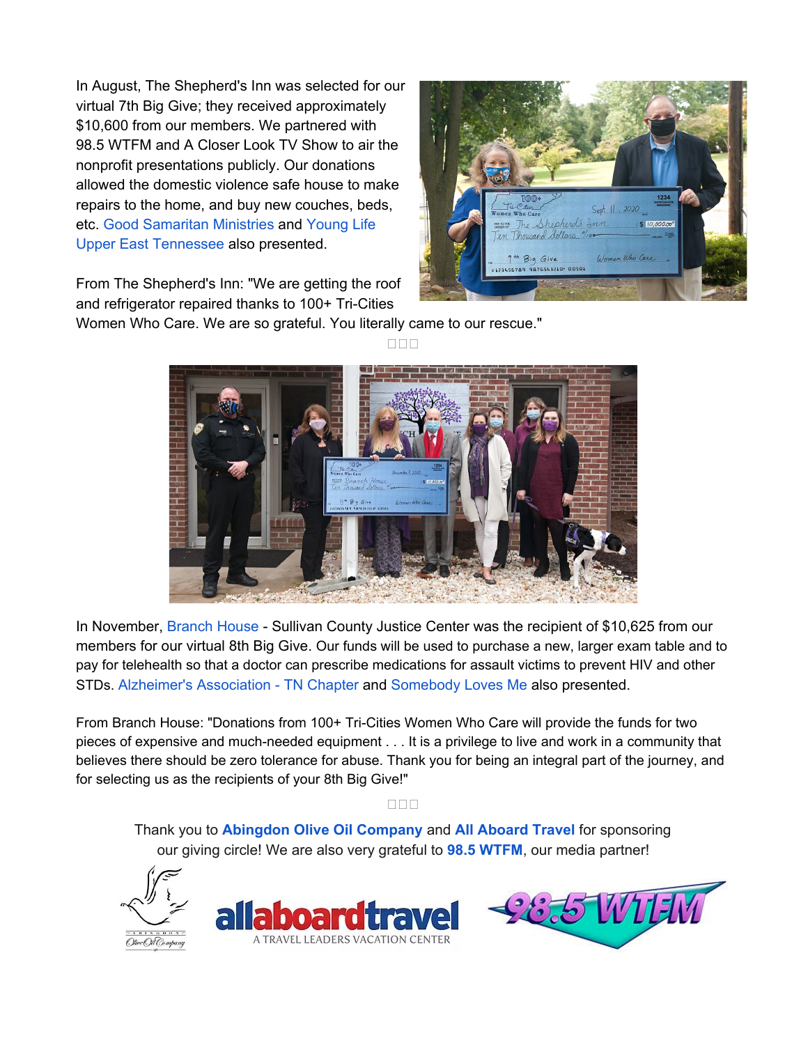In August, The Shepherd's Inn was selected for our virtual 7th Big Give; they received approximately $10,600 from our members. We partnered with 98.5 WTFM and A Closer Look TV Show to air the nonprofit presentations publicly. Our donations allowed the domestic violence safe house to make repairs to the home, and buy new couches, beds, etc. Good Samaritan Ministries and Young Life Upper East Tennessee also presented.

From The Shepherd's Inn: "We are getting the roof and refrigerator repaired thanks to 100+ Tri-Cities Women Who Care. We are so grateful. You literally came to our rescue."

□□□

In November, Branch House - Sullivan County Justice Center was the recipient of $10,625 from our members for our virtual 8th Big Give. Our funds will be used to purchase a new, larger exam table and to pay for telehealth so that a doctor can prescribe medications for assault victims to prevent HIV and other STDs. Alzheimer's Association - TN Chapter and Somebody Loves Me also presented.

From Branch House: "Donations from 100+ Tri-Cities Women Who Care will provide the funds for two pieces of expensive and much-needed equipment . . . It is a privilege to live and work in a community that believes there should be zero tolerance for abuse. Thank you for being an integral part of the journey, and for selecting us as the recipients of your 8th Big Give!"

□□□

Thank you to **Abingdon Olive Oil Company** and **All Aboard Travel** for sponsoring our giving circle! We are also very grateful to **98.5 WTFM**, our media partner!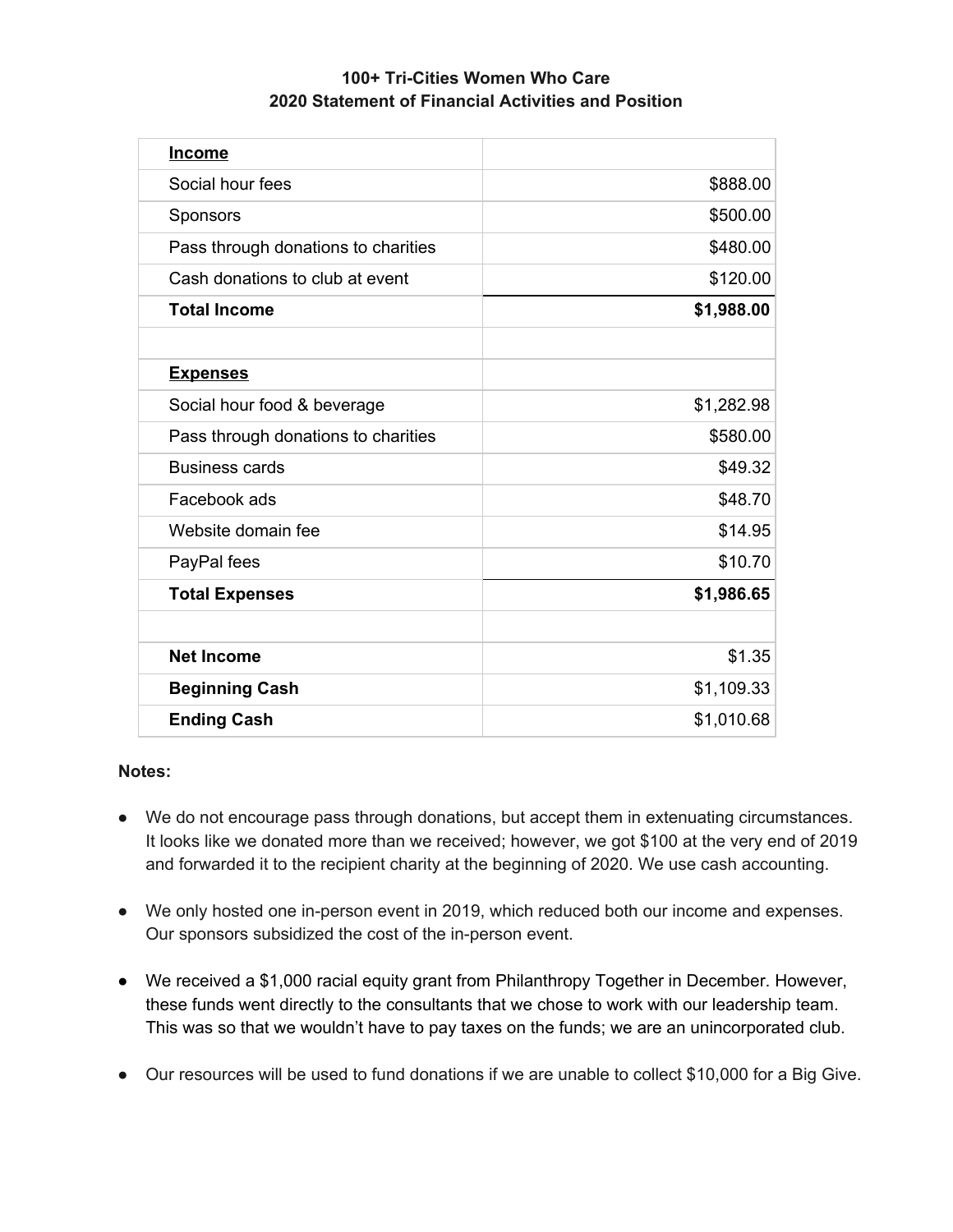**100+ Tri-Cities Women Who Care**
**2020 Statement of Financial Activities and Position**

| | |
|---|---|
| **Income** | |
| Social hour fees | $888.00 |
| Sponsors | $500.00 |
| Pass through donations to charities | $480.00 |
| Cash donations to club at event | $120.00 |
| **Total Income** | **$1,988.00** |
| | |
| **Expenses** | |
| Social hour food & beverage | $1,282.98 |
| Pass through donations to charities | $580.00 |
| Business cards | $49.32 |
| Facebook ads | $48.70 |
| Website domain fee | $14.95 |
| PayPal fees | $10.70 |
| **Total Expenses** | **$1,986.65** |
| | |
| **Net Income** | $1.35 |
| **Beginning Cash** | $1,109.33 |
| **Ending Cash** | $1,010.68 |

**Notes:**

- We do not encourage pass through donations, but accept them in extenuating circumstances. It looks like we donated more than we received; however, we got $100 at the very end of 2019 and forwarded it to the recipient charity at the beginning of 2020. We use cash accounting.

- We only hosted one in-person event in 2019, which reduced both our income and expenses. Our sponsors subsidized the cost of the in-person event.

- We received a $1,000 racial equity grant from Philanthropy Together in December. However, these funds went directly to the consultants that we chose to work with our leadership team. This was so that we wouldn't have to pay taxes on the funds; we are an unincorporated club.

- Our resources will be used to fund donations if we are unable to collect $10,000 for a Big Give.